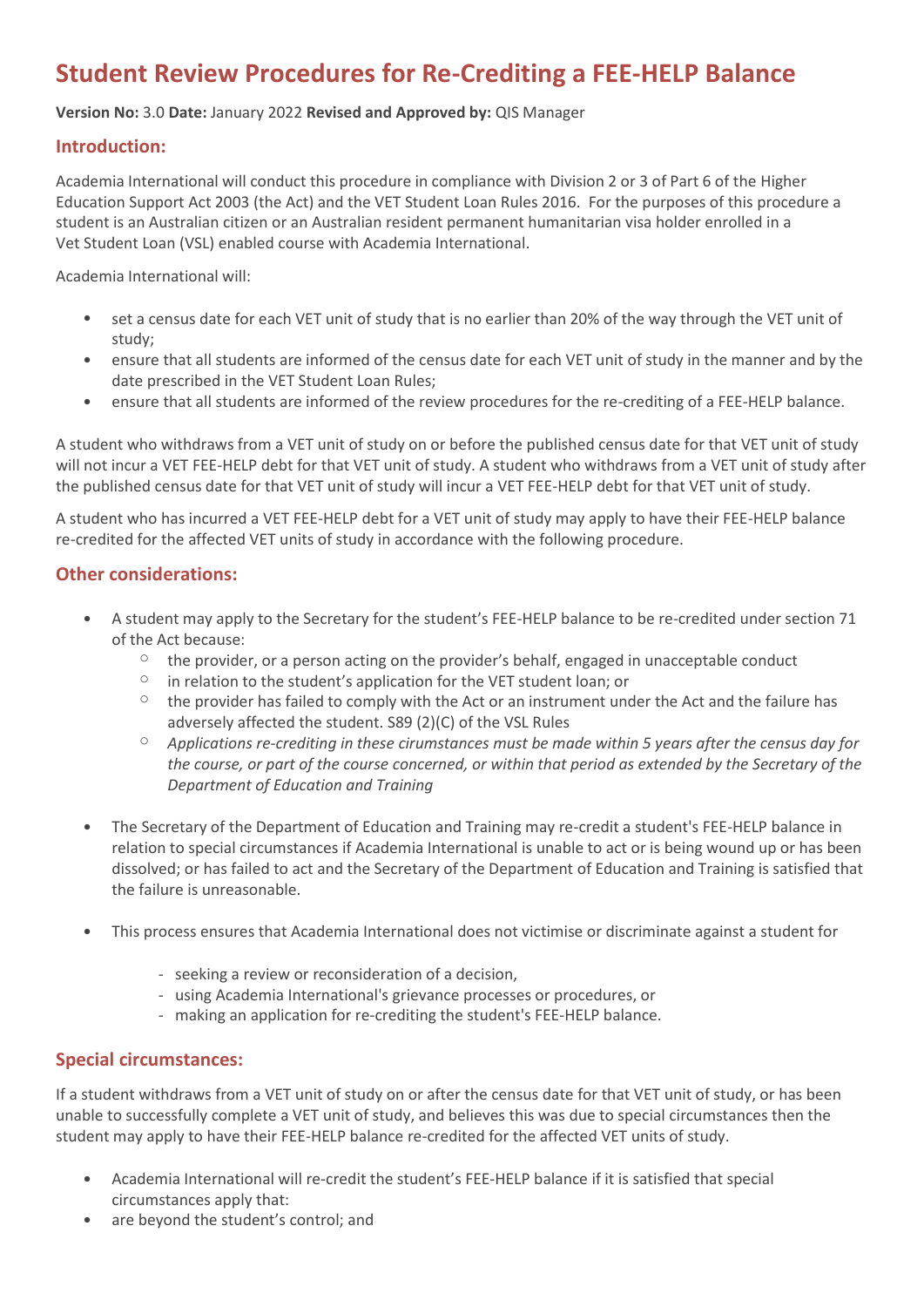# Student Review Procedures for Re-Crediting a FEE-HELP Balance

**Version No:** 3.0 **Date:** January 2022 **Revised and Approved by:** QIS Manager

## Introduction:

Academia International will conduct this procedure in compliance with Division 2 or 3 of Part 6 of the Higher Education Support Act 2003 (the Act) and the VET Student Loan Rules 2016. For the purposes of this procedure a student is an Australian citizen or an Australian resident permanent humanitarian visa holder enrolled in a Vet Student Loan (VSL) enabled course with Academia International.

Academia International will:

- set a census date for each VET unit of study that is no earlier than 20% of the way through the VET unit of study;
- ensure that all students are informed of the census date for each VET unit of study in the manner and by the date prescribed in the VET Student Loan Rules;
- ensure that all students are informed of the review procedures for the re-crediting of a FEE-HELP balance.

A student who withdraws from a VET unit of study on or before the published census date for that VET unit of study will not incur a VET FEE-HELP debt for that VET unit of study. A student who withdraws from a VET unit of study after the published census date for that VET unit of study will incur a VET FEE-HELP debt for that VET unit of study.

A student who has incurred a VET FEE-HELP debt for a VET unit of study may apply to have their FEE-HELP balance re-credited for the affected VET units of study in accordance with the following procedure.

## Other considerations:

- A student may apply to the Secretary for the student's FEE-HELP balance to be re-credited under section 71 of the Act because:
  - the provider, or a person acting on the provider's behalf, engaged in unacceptable conduct
  - in relation to the student's application for the VET student loan; or
  - the provider has failed to comply with the Act or an instrument under the Act and the failure has adversely affected the student. S89 (2)(C) of the VSL Rules
  - *Applications re-crediting in these cirumstances must be made within 5 years after the census day for the course, or part of the course concerned, or within that period as extended by the Secretary of the Department of Education and Training*

- The Secretary of the Department of Education and Training may re-credit a student's FEE-HELP balance in relation to special circumstances if Academia International is unable to act or is being wound up or has been dissolved; or has failed to act and the Secretary of the Department of Education and Training is satisfied that the failure is unreasonable.

- This process ensures that Academia International does not victimise or discriminate against a student for
  - seeking a review or reconsideration of a decision,
  - using Academia International's grievance processes or procedures, or
  - making an application for re-crediting the student's FEE-HELP balance.

## Special circumstances:

If a student withdraws from a VET unit of study on or after the census date for that VET unit of study, or has been unable to successfully complete a VET unit of study, and believes this was due to special circumstances then the student may apply to have their FEE-HELP balance re-credited for the affected VET units of study.

- Academia International will re-credit the student's FEE-HELP balance if it is satisfied that special circumstances apply that:
- are beyond the student's control; and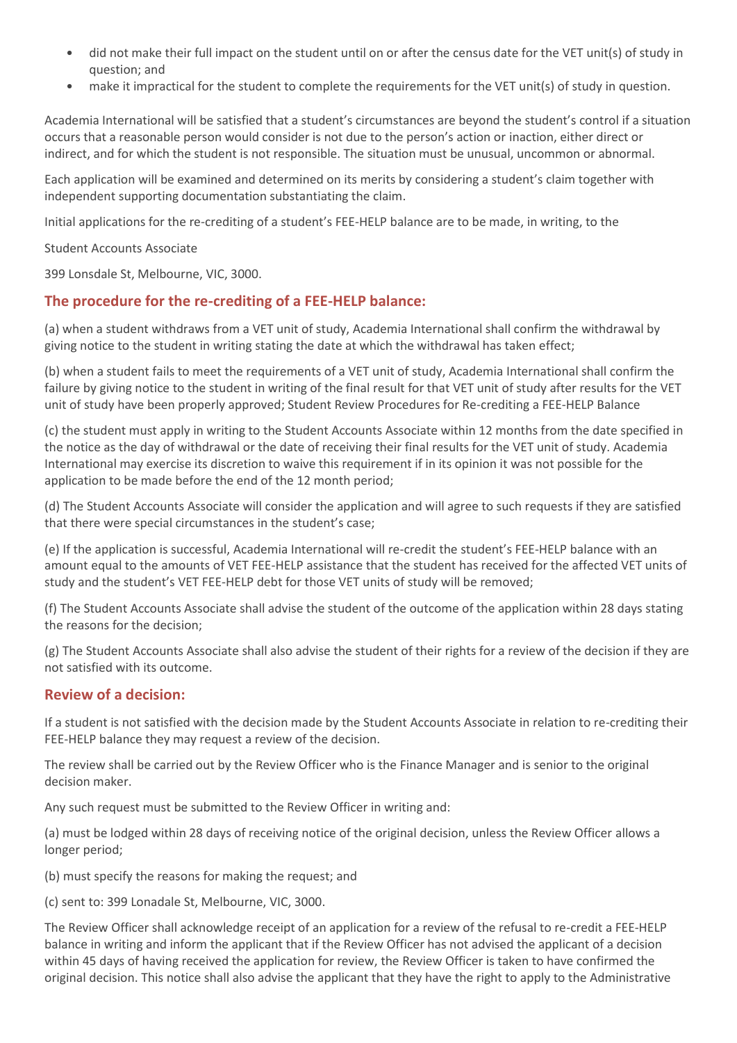- did not make their full impact on the student until on or after the census date for the VET unit(s) of study in question; and
- make it impractical for the student to complete the requirements for the VET unit(s) of study in question.

Academia International will be satisfied that a student's circumstances are beyond the student's control if a situation occurs that a reasonable person would consider is not due to the person's action or inaction, either direct or indirect, and for which the student is not responsible. The situation must be unusual, uncommon or abnormal.

Each application will be examined and determined on its merits by considering a student's claim together with independent supporting documentation substantiating the claim.

Initial applications for the re-crediting of a student's FEE-HELP balance are to be made, in writing, to the

Student Accounts Associate

399 Lonsdale St, Melbourne, VIC, 3000.

## The procedure for the re-crediting of a FEE-HELP balance:

(a) when a student withdraws from a VET unit of study, Academia International shall confirm the withdrawal by giving notice to the student in writing stating the date at which the withdrawal has taken effect;

(b) when a student fails to meet the requirements of a VET unit of study, Academia International shall confirm the failure by giving notice to the student in writing of the final result for that VET unit of study after results for the VET unit of study have been properly approved; Student Review Procedures for Re-crediting a FEE-HELP Balance

(c) the student must apply in writing to the Student Accounts Associate within 12 months from the date specified in the notice as the day of withdrawal or the date of receiving their final results for the VET unit of study. Academia International may exercise its discretion to waive this requirement if in its opinion it was not possible for the application to be made before the end of the 12 month period;

(d) The Student Accounts Associate will consider the application and will agree to such requests if they are satisfied that there were special circumstances in the student's case;

(e) If the application is successful, Academia International will re-credit the student's FEE-HELP balance with an amount equal to the amounts of VET FEE-HELP assistance that the student has received for the affected VET units of study and the student's VET FEE-HELP debt for those VET units of study will be removed;

(f) The Student Accounts Associate shall advise the student of the outcome of the application within 28 days stating the reasons for the decision;

(g) The Student Accounts Associate shall also advise the student of their rights for a review of the decision if they are not satisfied with its outcome.

## Review of a decision:

If a student is not satisfied with the decision made by the Student Accounts Associate in relation to re-crediting their FEE-HELP balance they may request a review of the decision.

The review shall be carried out by the Review Officer who is the Finance Manager and is senior to the original decision maker.

Any such request must be submitted to the Review Officer in writing and:

(a) must be lodged within 28 days of receiving notice of the original decision, unless the Review Officer allows a longer period;

(b) must specify the reasons for making the request; and

(c) sent to: 399 Lonadale St, Melbourne, VIC, 3000.

The Review Officer shall acknowledge receipt of an application for a review of the refusal to re-credit a FEE-HELP balance in writing and inform the applicant that if the Review Officer has not advised the applicant of a decision within 45 days of having received the application for review, the Review Officer is taken to have confirmed the original decision. This notice shall also advise the applicant that they have the right to apply to the Administrative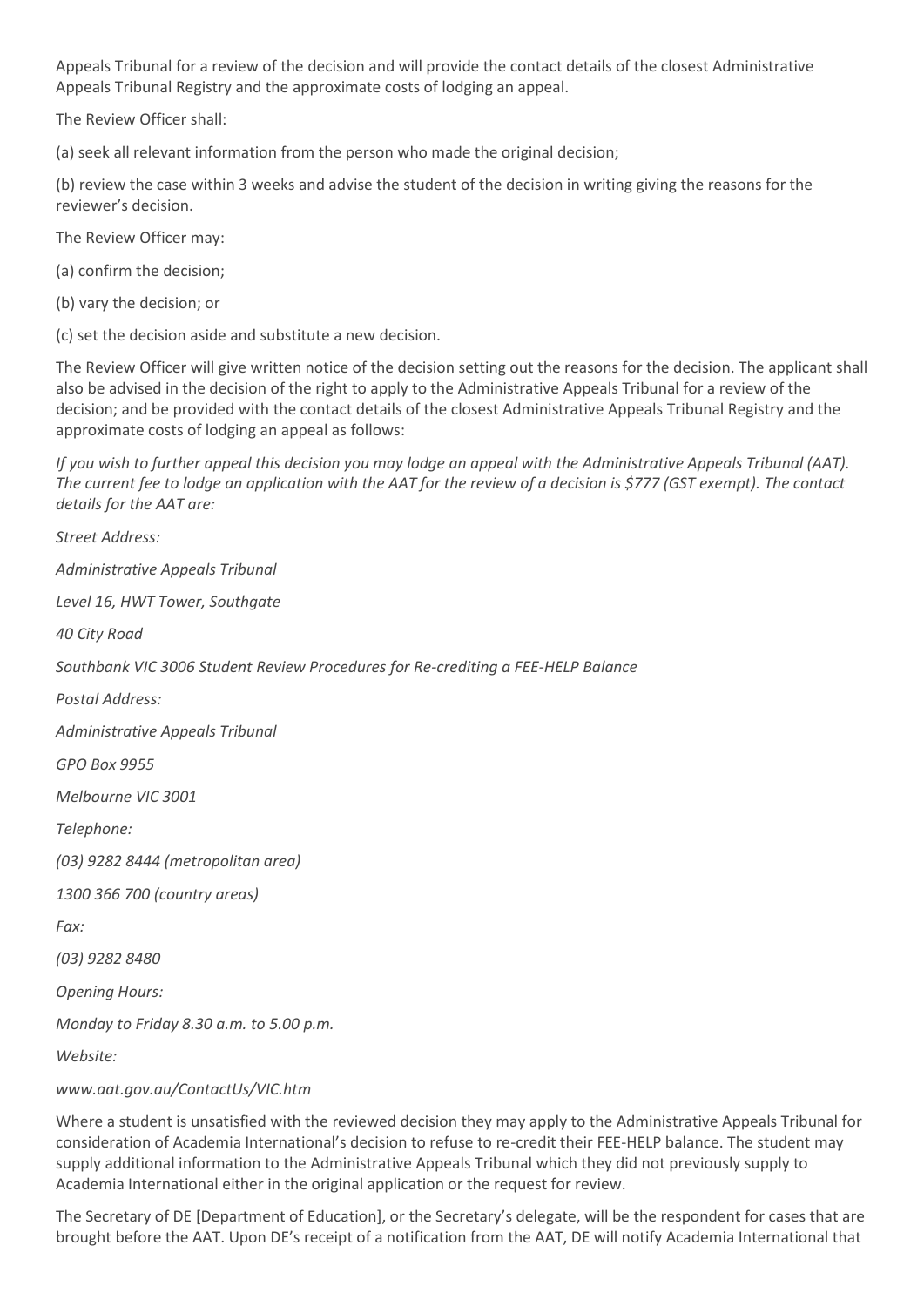Appeals Tribunal for a review of the decision and will provide the contact details of the closest Administrative Appeals Tribunal Registry and the approximate costs of lodging an appeal.

The Review Officer shall:

(a) seek all relevant information from the person who made the original decision;

(b) review the case within 3 weeks and advise the student of the decision in writing giving the reasons for the reviewer's decision.

The Review Officer may:

(a) confirm the decision;

(b) vary the decision; or

(c) set the decision aside and substitute a new decision.

The Review Officer will give written notice of the decision setting out the reasons for the decision. The applicant shall also be advised in the decision of the right to apply to the Administrative Appeals Tribunal for a review of the decision; and be provided with the contact details of the closest Administrative Appeals Tribunal Registry and the approximate costs of lodging an appeal as follows:

*If you wish to further appeal this decision you may lodge an appeal with the Administrative Appeals Tribunal (AAT). The current fee to lodge an application with the AAT for the review of a decision is $777 (GST exempt). The contact details for the AAT are:*

*Street Address:*

*Administrative Appeals Tribunal*

*Level 16, HWT Tower, Southgate*

*40 City Road*

*Southbank VIC 3006 Student Review Procedures for Re-crediting a FEE-HELP Balance*

*Postal Address:*

*Administrative Appeals Tribunal*

*GPO Box 9955*

*Melbourne VIC 3001*

*Telephone:*

*(03) 9282 8444 (metropolitan area)*

*1300 366 700 (country areas)*

*Fax:*

*(03) 9282 8480*

*Opening Hours:*

*Monday to Friday 8.30 a.m. to 5.00 p.m.*

*Website:*

*www.aat.gov.au/ContactUs/VIC.htm*

Where a student is unsatisfied with the reviewed decision they may apply to the Administrative Appeals Tribunal for consideration of Academia International's decision to refuse to re-credit their FEE-HELP balance. The student may supply additional information to the Administrative Appeals Tribunal which they did not previously supply to Academia International either in the original application or the request for review.

The Secretary of DE [Department of Education], or the Secretary's delegate, will be the respondent for cases that are brought before the AAT. Upon DE's receipt of a notification from the AAT, DE will notify Academia International that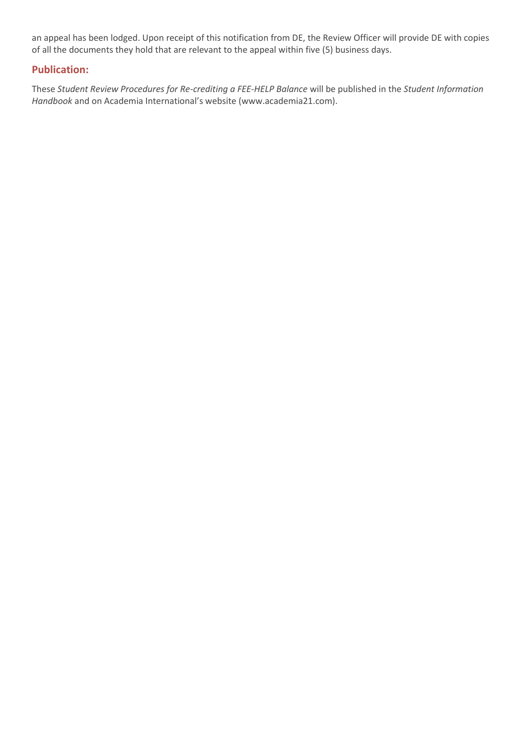an appeal has been lodged. Upon receipt of this notification from DE, the Review Officer will provide DE with copies of all the documents they hold that are relevant to the appeal within five (5) business days.

## Publication:

These *Student Review Procedures for Re-crediting a FEE-HELP Balance* will be published in the *Student Information Handbook* and on Academia International's website (www.academia21.com).